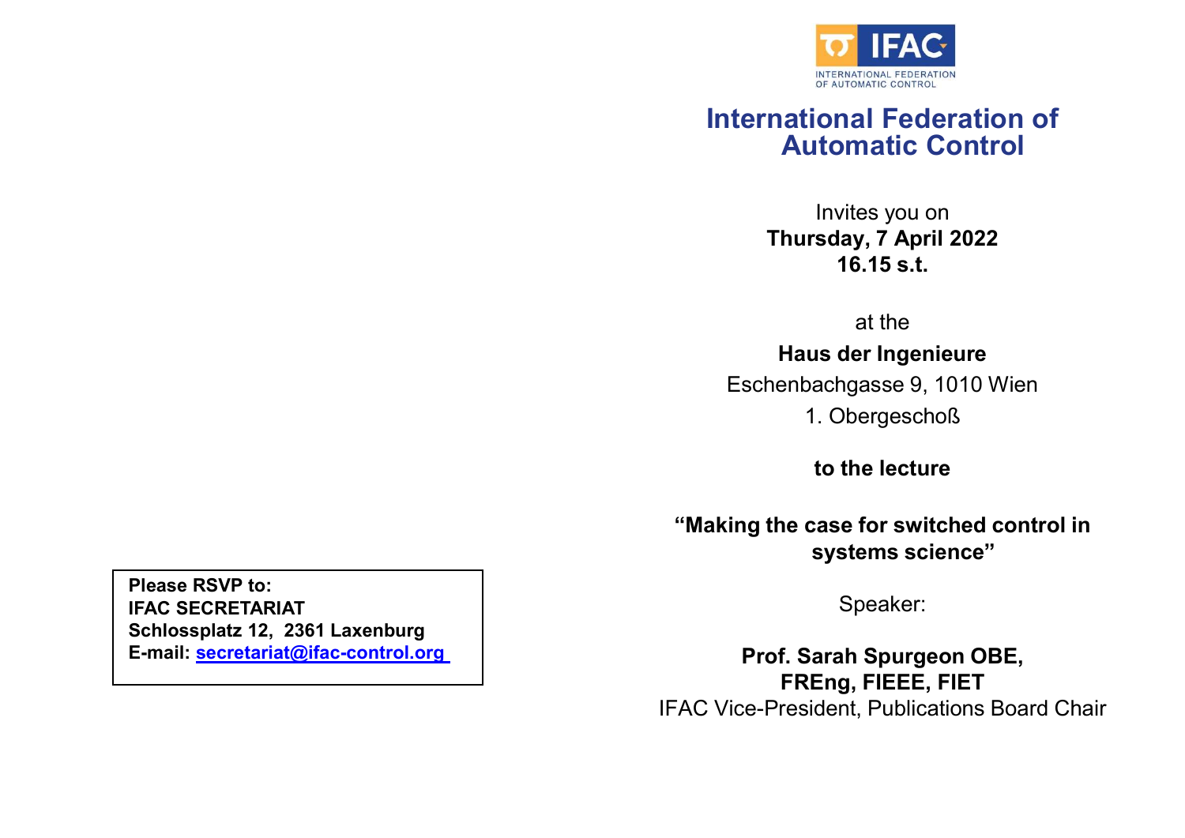IFAC
INTERNATIONAL FEDERATION OF AUTOMATIC CONTROL

# International Federation of Automatic Control

Invites you on
**Thursday, 7 April 2022**
**16.15 s.t.**

at the

**Haus der Ingenieure**
Eschenbachgasse 9, 1010 Wien
1. Obergeschoß

**to the lecture**

**“Making the case for switched control in systems science”**

Speaker:

**Prof. Sarah Spurgeon OBE, FREng, FIEEE, FIET**
IFAC Vice-President, Publications Board Chair

**Please RSVP to:**
**IFAC SECRETARIAT**
**Schlossplatz 12, 2361 Laxenburg**
**E-mail: secretariat@ifac-control.org**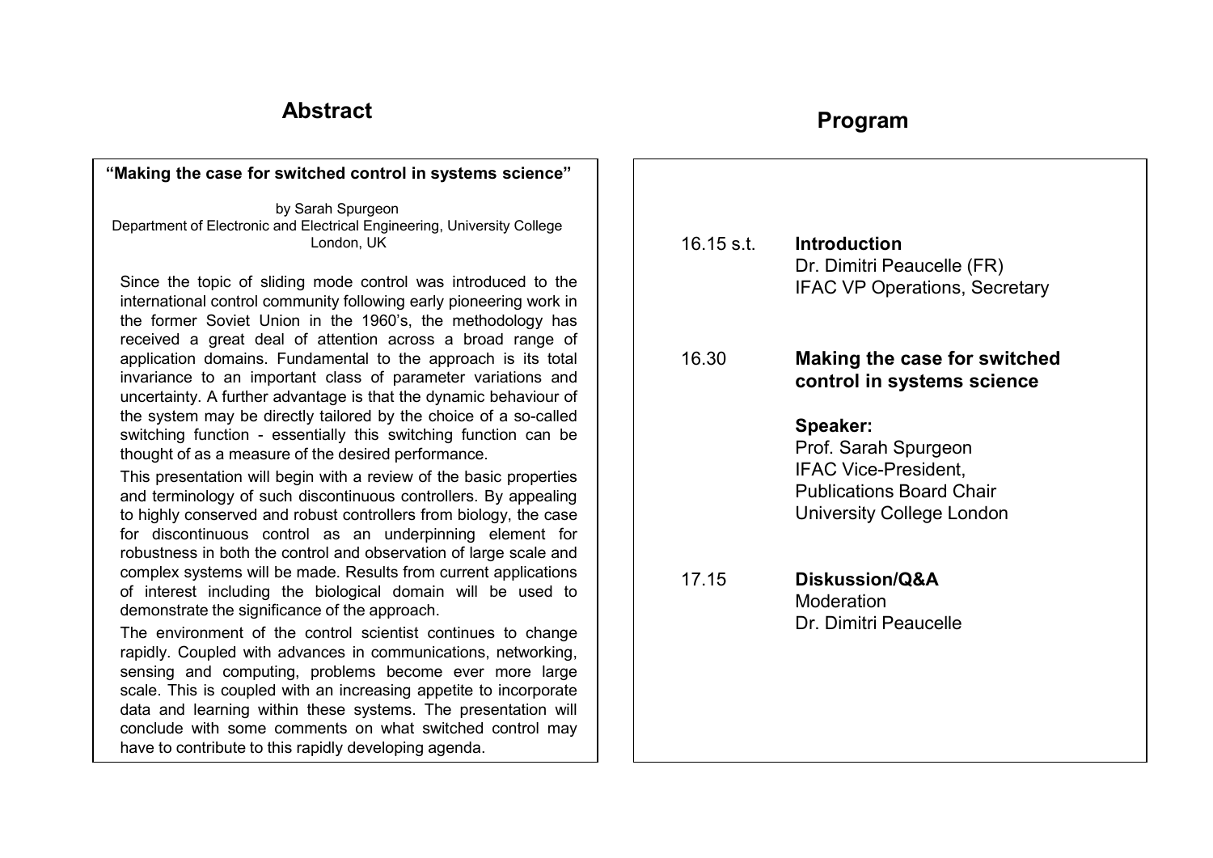## Abstract

**"Making the case for switched control in systems science"**

by Sarah Spurgeon
Department of Electronic and Electrical Engineering, University College London, UK

Since the topic of sliding mode control was introduced to the international control community following early pioneering work in the former Soviet Union in the 1960's, the methodology has received a great deal of attention across a broad range of application domains. Fundamental to the approach is its total invariance to an important class of parameter variations and uncertainty. A further advantage is that the dynamic behaviour of the system may be directly tailored by the choice of a so-called switching function - essentially this switching function can be thought of as a measure of the desired performance.

This presentation will begin with a review of the basic properties and terminology of such discontinuous controllers. By appealing to highly conserved and robust controllers from biology, the case for discontinuous control as an underpinning element for robustness in both the control and observation of large scale and complex systems will be made. Results from current applications of interest including the biological domain will be used to demonstrate the significance of the approach.

The environment of the control scientist continues to change rapidly. Coupled with advances in communications, networking, sensing and computing, problems become ever more large scale. This is coupled with an increasing appetite to incorporate data and learning within these systems. The presentation will conclude with some comments on what switched control may have to contribute to this rapidly developing agenda.

## Program

| | |
|---|---|
| 16.15 s.t. | **Introduction**<br>Dr. Dimitri Peaucelle (FR)<br>IFAC VP Operations, Secretary |
| 16.30 | **Making the case for switched control in systems science**<br><br>**Speaker:**<br>Prof. Sarah Spurgeon<br>IFAC Vice-President,<br>Publications Board Chair<br>University College London |
| 17.15 | **Diskussion/Q&A**<br>Moderation<br>Dr. Dimitri Peaucelle |